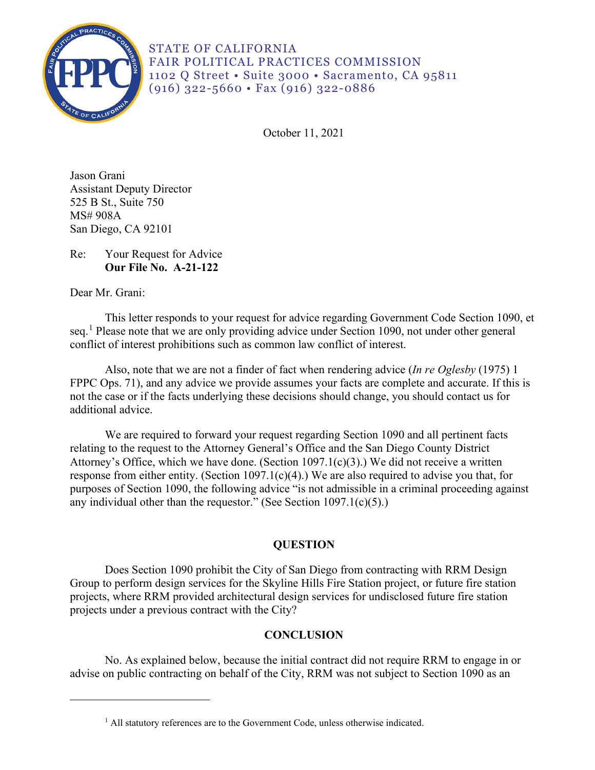STATE OF CALIFORNIA
FAIR POLITICAL PRACTICES COMMISSION
1102 Q Street • Suite 3000 • Sacramento, CA 95811
(916) 322-5660 • Fax (916) 322-0886

October 11, 2021

Jason Grani
Assistant Deputy Director
525 B St., Suite 750
MS# 908A
San Diego, CA 92101

Re: Your Request for Advice
**Our File No. A-21-122**

Dear Mr. Grani:

This letter responds to your request for advice regarding Government Code Section 1090, et seq.[1] Please note that we are only providing advice under Section 1090, not under other general conflict of interest prohibitions such as common law conflict of interest.

Also, note that we are not a finder of fact when rendering advice (*In re Oglesby* (1975) 1 FPPC Ops. 71), and any advice we provide assumes your facts are complete and accurate. If this is not the case or if the facts underlying these decisions should change, you should contact us for additional advice.

We are required to forward your request regarding Section 1090 and all pertinent facts relating to the request to the Attorney General's Office and the San Diego County District Attorney's Office, which we have done. (Section 1097.1(c)(3).) We did not receive a written response from either entity. (Section 1097.1(c)(4).) We are also required to advise you that, for purposes of Section 1090, the following advice "is not admissible in a criminal proceeding against any individual other than the requestor." (See Section 1097.1(c)(5).)

## QUESTION

Does Section 1090 prohibit the City of San Diego from contracting with RRM Design Group to perform design services for the Skyline Hills Fire Station project, or future fire station projects, where RRM provided architectural design services for undisclosed future fire station projects under a previous contract with the City?

## CONCLUSION

No. As explained below, because the initial contract did not require RRM to engage in or advise on public contracting on behalf of the City, RRM was not subject to Section 1090 as an

[1] All statutory references are to the Government Code, unless otherwise indicated.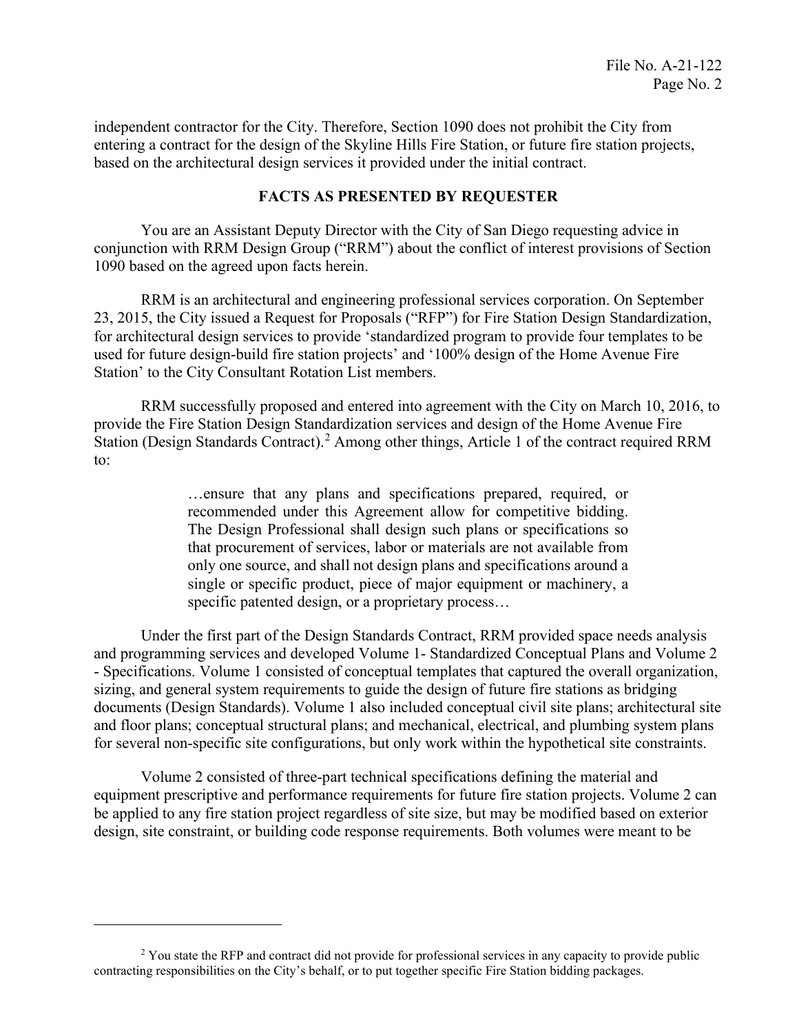independent contractor for the City. Therefore, Section 1090 does not prohibit the City from entering a contract for the design of the Skyline Hills Fire Station, or future fire station projects, based on the architectural design services it provided under the initial contract.

## FACTS AS PRESENTED BY REQUESTER

You are an Assistant Deputy Director with the City of San Diego requesting advice in conjunction with RRM Design Group ("RRM") about the conflict of interest provisions of Section 1090 based on the agreed upon facts herein.

RRM is an architectural and engineering professional services corporation. On September 23, 2015, the City issued a Request for Proposals ("RFP") for Fire Station Design Standardization, for architectural design services to provide 'standardized program to provide four templates to be used for future design-build fire station projects' and '100% design of the Home Avenue Fire Station' to the City Consultant Rotation List members.

RRM successfully proposed and entered into agreement with the City on March 10, 2016, to provide the Fire Station Design Standardization services and design of the Home Avenue Fire Station (Design Standards Contract).[2] Among other things, Article 1 of the contract required RRM to:

> …ensure that any plans and specifications prepared, required, or recommended under this Agreement allow for competitive bidding. The Design Professional shall design such plans or specifications so that procurement of services, labor or materials are not available from only one source, and shall not design plans and specifications around a single or specific product, piece of major equipment or machinery, a specific patented design, or a proprietary process…

Under the first part of the Design Standards Contract, RRM provided space needs analysis and programming services and developed Volume 1- Standardized Conceptual Plans and Volume 2 - Specifications. Volume 1 consisted of conceptual templates that captured the overall organization, sizing, and general system requirements to guide the design of future fire stations as bridging documents (Design Standards). Volume 1 also included conceptual civil site plans; architectural site and floor plans; conceptual structural plans; and mechanical, electrical, and plumbing system plans for several non-specific site configurations, but only work within the hypothetical site constraints.

Volume 2 consisted of three-part technical specifications defining the material and equipment prescriptive and performance requirements for future fire station projects. Volume 2 can be applied to any fire station project regardless of site size, but may be modified based on exterior design, site constraint, or building code response requirements. Both volumes were meant to be

---

[2] You state the RFP and contract did not provide for professional services in any capacity to provide public contracting responsibilities on the City's behalf, or to put together specific Fire Station bidding packages.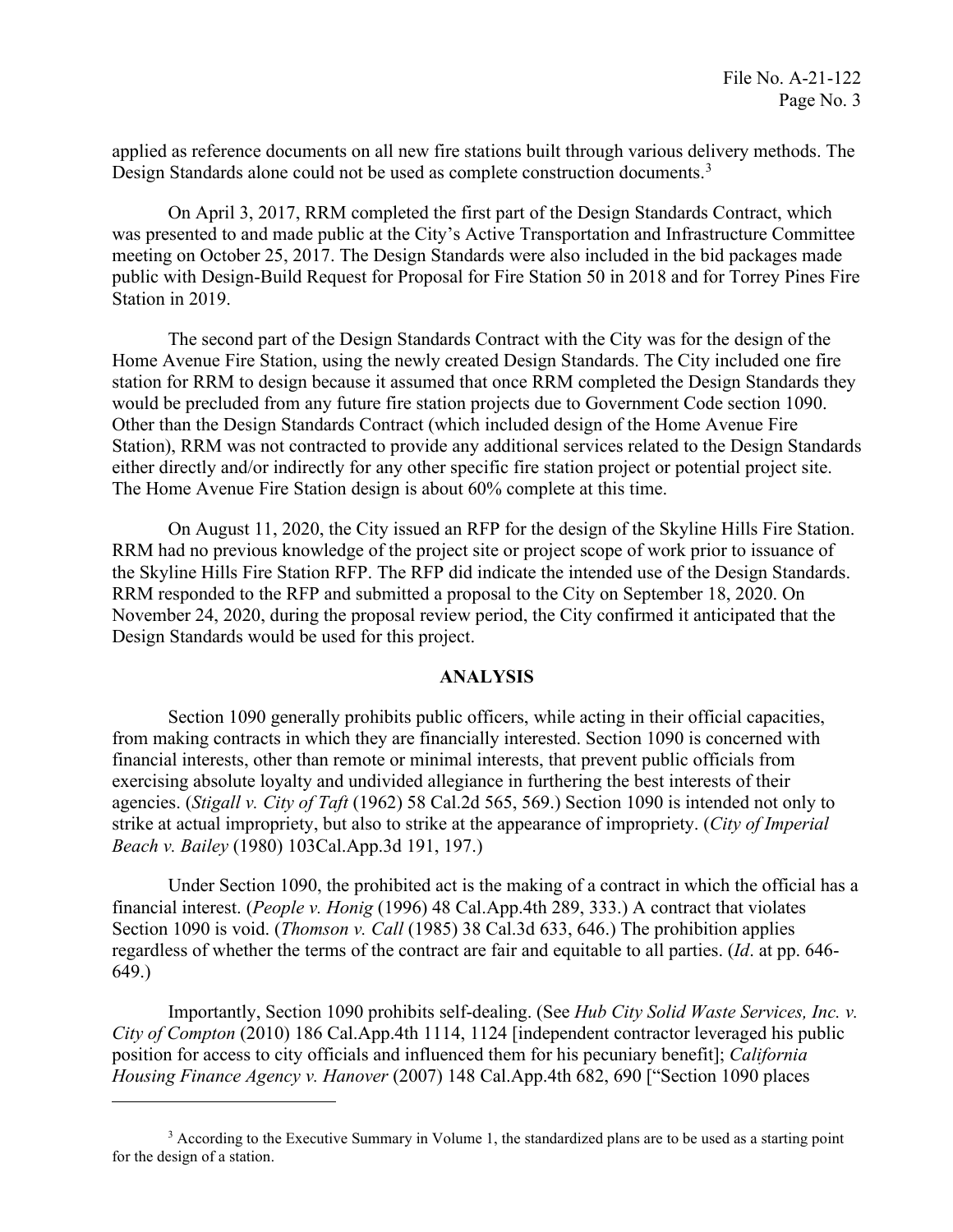applied as reference documents on all new fire stations built through various delivery methods. The Design Standards alone could not be used as complete construction documents.[3]

On April 3, 2017, RRM completed the first part of the Design Standards Contract, which was presented to and made public at the City's Active Transportation and Infrastructure Committee meeting on October 25, 2017. The Design Standards were also included in the bid packages made public with Design-Build Request for Proposal for Fire Station 50 in 2018 and for Torrey Pines Fire Station in 2019.

The second part of the Design Standards Contract with the City was for the design of the Home Avenue Fire Station, using the newly created Design Standards. The City included one fire station for RRM to design because it assumed that once RRM completed the Design Standards they would be precluded from any future fire station projects due to Government Code section 1090. Other than the Design Standards Contract (which included design of the Home Avenue Fire Station), RRM was not contracted to provide any additional services related to the Design Standards either directly and/or indirectly for any other specific fire station project or potential project site. The Home Avenue Fire Station design is about 60% complete at this time.

On August 11, 2020, the City issued an RFP for the design of the Skyline Hills Fire Station. RRM had no previous knowledge of the project site or project scope of work prior to issuance of the Skyline Hills Fire Station RFP. The RFP did indicate the intended use of the Design Standards. RRM responded to the RFP and submitted a proposal to the City on September 18, 2020. On November 24, 2020, during the proposal review period, the City confirmed it anticipated that the Design Standards would be used for this project.

## ANALYSIS

Section 1090 generally prohibits public officers, while acting in their official capacities, from making contracts in which they are financially interested. Section 1090 is concerned with financial interests, other than remote or minimal interests, that prevent public officials from exercising absolute loyalty and undivided allegiance in furthering the best interests of their agencies. (*Stigall v. City of Taft* (1962) 58 Cal.2d 565, 569.) Section 1090 is intended not only to strike at actual impropriety, but also to strike at the appearance of impropriety. (*City of Imperial Beach v. Bailey* (1980) 103Cal.App.3d 191, 197.)

Under Section 1090, the prohibited act is the making of a contract in which the official has a financial interest. (*People v. Honig* (1996) 48 Cal.App.4th 289, 333.) A contract that violates Section 1090 is void. (*Thomson v. Call* (1985) 38 Cal.3d 633, 646.) The prohibition applies regardless of whether the terms of the contract are fair and equitable to all parties. (*Id*. at pp. 646-649.)

Importantly, Section 1090 prohibits self-dealing. (See *Hub City Solid Waste Services, Inc. v. City of Compton* (2010) 186 Cal.App.4th 1114, 1124 [independent contractor leveraged his public position for access to city officials and influenced them for his pecuniary benefit]; *California Housing Finance Agency v. Hanover* (2007) 148 Cal.App.4th 682, 690 ["Section 1090 places

---

[3] According to the Executive Summary in Volume 1, the standardized plans are to be used as a starting point for the design of a station.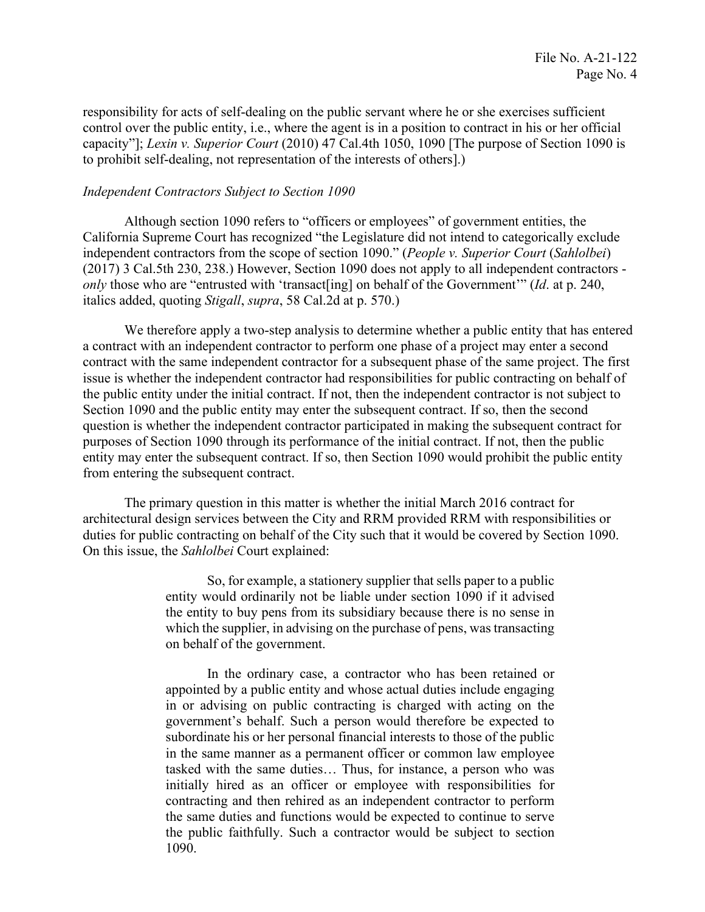responsibility for acts of self-dealing on the public servant where he or she exercises sufficient control over the public entity, i.e., where the agent is in a position to contract in his or her official capacity"]; *Lexin v. Superior Court* (2010) 47 Cal.4th 1050, 1090 [The purpose of Section 1090 is to prohibit self-dealing, not representation of the interests of others].)

*Independent Contractors Subject to Section 1090*

Although section 1090 refers to "officers or employees" of government entities, the California Supreme Court has recognized "the Legislature did not intend to categorically exclude independent contractors from the scope of section 1090." (*People v. Superior Court* (*Sahlolbei*) (2017) 3 Cal.5th 230, 238.) However, Section 1090 does not apply to all independent contractors - *only* those who are "entrusted with 'transact[ing] on behalf of the Government'" (*Id*. at p. 240, italics added, quoting *Stigall*, *supra*, 58 Cal.2d at p. 570.)

We therefore apply a two-step analysis to determine whether a public entity that has entered a contract with an independent contractor to perform one phase of a project may enter a second contract with the same independent contractor for a subsequent phase of the same project. The first issue is whether the independent contractor had responsibilities for public contracting on behalf of the public entity under the initial contract. If not, then the independent contractor is not subject to Section 1090 and the public entity may enter the subsequent contract. If so, then the second question is whether the independent contractor participated in making the subsequent contract for purposes of Section 1090 through its performance of the initial contract. If not, then the public entity may enter the subsequent contract. If so, then Section 1090 would prohibit the public entity from entering the subsequent contract.

The primary question in this matter is whether the initial March 2016 contract for architectural design services between the City and RRM provided RRM with responsibilities or duties for public contracting on behalf of the City such that it would be covered by Section 1090. On this issue, the *Sahlolbei* Court explained:

> So, for example, a stationery supplier that sells paper to a public entity would ordinarily not be liable under section 1090 if it advised the entity to buy pens from its subsidiary because there is no sense in which the supplier, in advising on the purchase of pens, was transacting on behalf of the government.
>
> In the ordinary case, a contractor who has been retained or appointed by a public entity and whose actual duties include engaging in or advising on public contracting is charged with acting on the government's behalf. Such a person would therefore be expected to subordinate his or her personal financial interests to those of the public in the same manner as a permanent officer or common law employee tasked with the same duties… Thus, for instance, a person who was initially hired as an officer or employee with responsibilities for contracting and then rehired as an independent contractor to perform the same duties and functions would be expected to continue to serve the public faithfully. Such a contractor would be subject to section 1090.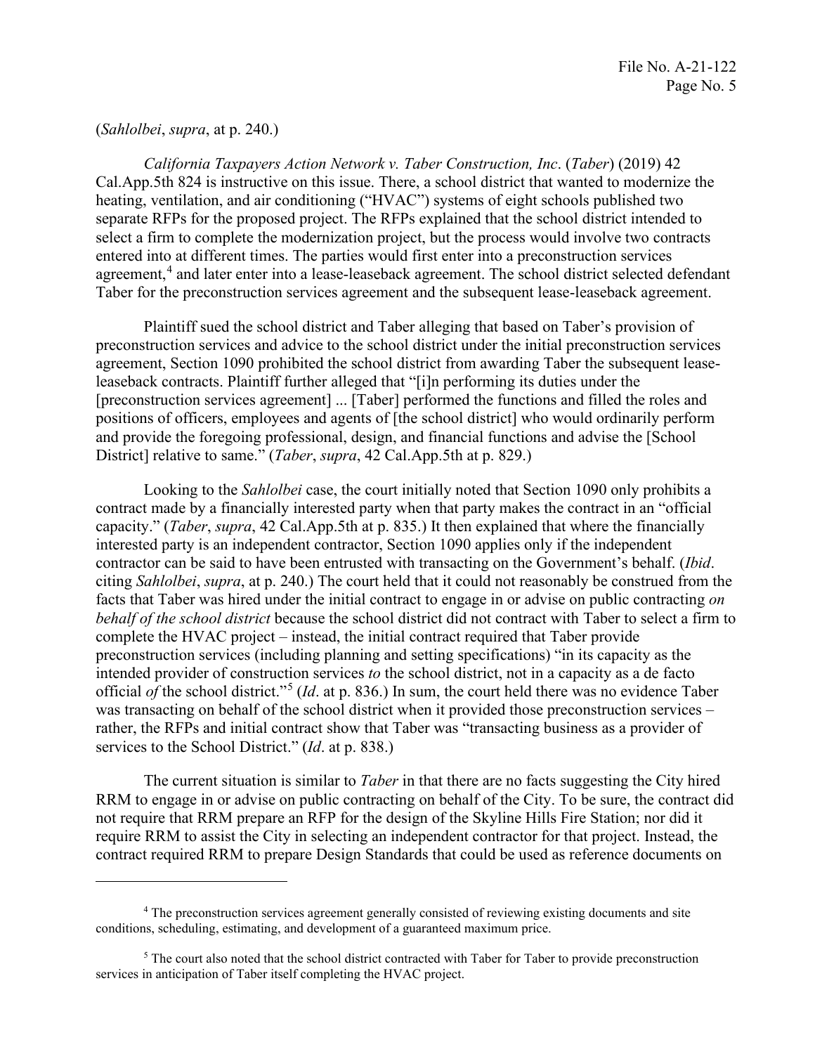(*Sahlolbei*, *supra*, at p. 240.)

*California Taxpayers Action Network v. Taber Construction, Inc*. (*Taber*) (2019) 42 Cal.App.5th 824 is instructive on this issue. There, a school district that wanted to modernize the heating, ventilation, and air conditioning ("HVAC") systems of eight schools published two separate RFPs for the proposed project. The RFPs explained that the school district intended to select a firm to complete the modernization project, but the process would involve two contracts entered into at different times. The parties would first enter into a preconstruction services agreement,[4] and later enter into a lease-leaseback agreement. The school district selected defendant Taber for the preconstruction services agreement and the subsequent lease-leaseback agreement.

Plaintiff sued the school district and Taber alleging that based on Taber's provision of preconstruction services and advice to the school district under the initial preconstruction services agreement, Section 1090 prohibited the school district from awarding Taber the subsequent lease-leaseback contracts. Plaintiff further alleged that "[i]n performing its duties under the [preconstruction services agreement] ... [Taber] performed the functions and filled the roles and positions of officers, employees and agents of [the school district] who would ordinarily perform and provide the foregoing professional, design, and financial functions and advise the [School District] relative to same." (*Taber*, *supra*, 42 Cal.App.5th at p. 829.)

Looking to the *Sahlolbei* case, the court initially noted that Section 1090 only prohibits a contract made by a financially interested party when that party makes the contract in an "official capacity." (*Taber*, *supra*, 42 Cal.App.5th at p. 835.) It then explained that where the financially interested party is an independent contractor, Section 1090 applies only if the independent contractor can be said to have been entrusted with transacting on the Government's behalf. (*Ibid*. citing *Sahlolbei*, *supra*, at p. 240.) The court held that it could not reasonably be construed from the facts that Taber was hired under the initial contract to engage in or advise on public contracting *on behalf of the school district* because the school district did not contract with Taber to select a firm to complete the HVAC project – instead, the initial contract required that Taber provide preconstruction services (including planning and setting specifications) "in its capacity as the intended provider of construction services *to* the school district, not in a capacity as a de facto official *of* the school district."[5] (*Id*. at p. 836.) In sum, the court held there was no evidence Taber was transacting on behalf of the school district when it provided those preconstruction services – rather, the RFPs and initial contract show that Taber was "transacting business as a provider of services to the School District." (*Id*. at p. 838.)

The current situation is similar to *Taber* in that there are no facts suggesting the City hired RRM to engage in or advise on public contracting on behalf of the City. To be sure, the contract did not require that RRM prepare an RFP for the design of the Skyline Hills Fire Station; nor did it require RRM to assist the City in selecting an independent contractor for that project. Instead, the contract required RRM to prepare Design Standards that could be used as reference documents on

---

[4] The preconstruction services agreement generally consisted of reviewing existing documents and site conditions, scheduling, estimating, and development of a guaranteed maximum price.

[5] The court also noted that the school district contracted with Taber for Taber to provide preconstruction services in anticipation of Taber itself completing the HVAC project.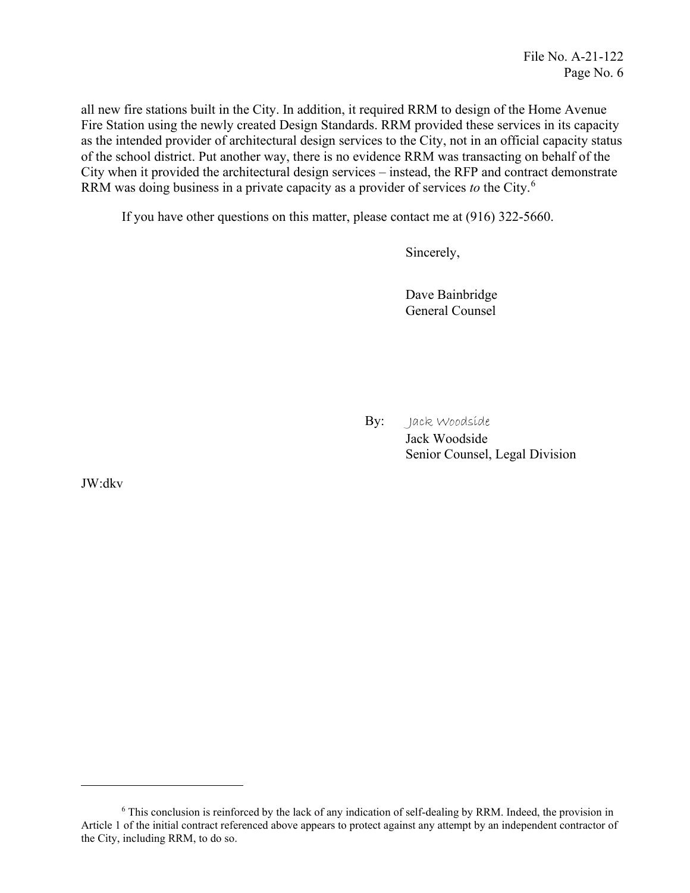all new fire stations built in the City. In addition, it required RRM to design of the Home Avenue Fire Station using the newly created Design Standards. RRM provided these services in its capacity as the intended provider of architectural design services to the City, not in an official capacity status of the school district. Put another way, there is no evidence RRM was transacting on behalf of the City when it provided the architectural design services – instead, the RFP and contract demonstrate RRM was doing business in a private capacity as a provider of services *to* the City.[6]

If you have other questions on this matter, please contact me at (916) 322-5660.

Sincerely,

Dave Bainbridge
General Counsel

By: *Jack Woodside*
Jack Woodside
Senior Counsel, Legal Division

JW:dkv

---

[6] This conclusion is reinforced by the lack of any indication of self-dealing by RRM. Indeed, the provision in Article 1 of the initial contract referenced above appears to protect against any attempt by an independent contractor of the City, including RRM, to do so.